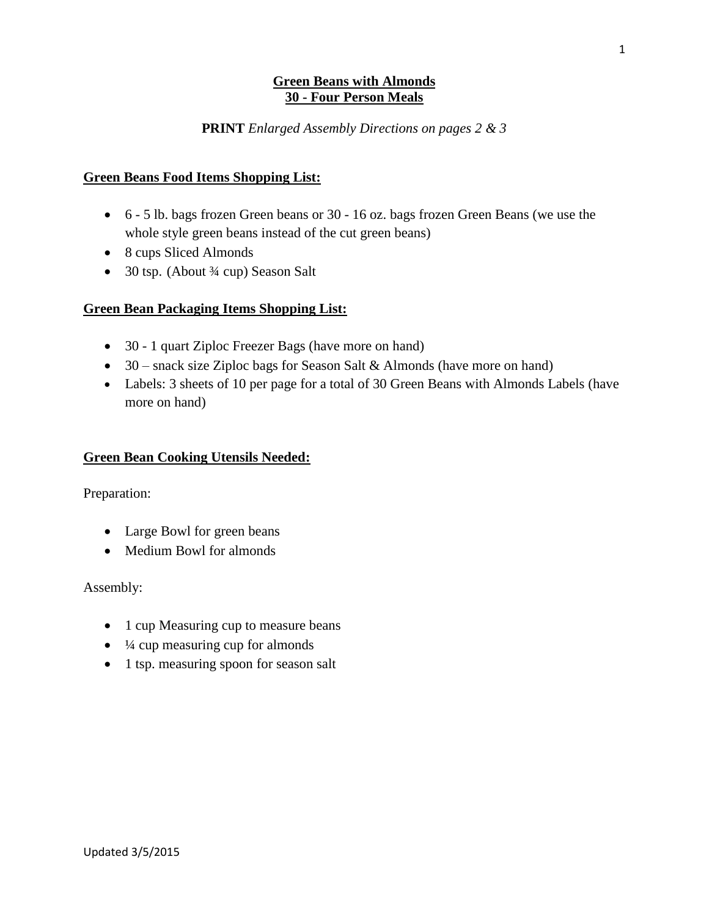# Green Beans with Almonds
## 30 - Four Person Meals

**PRINT** *Enlarged Assembly Directions on pages 2 & 3*

### Green Beans Food Items Shopping List:

- 6 - 5 lb. bags frozen Green beans or 30 - 16 oz. bags frozen Green Beans (we use the whole style green beans instead of the cut green beans)
- 8 cups Sliced Almonds
- 30 tsp. (About ¾ cup) Season Salt

### Green Bean Packaging Items Shopping List:

- 30 - 1 quart Ziploc Freezer Bags (have more on hand)
- 30 – snack size Ziploc bags for Season Salt & Almonds (have more on hand)
- Labels: 3 sheets of 10 per page for a total of 30 Green Beans with Almonds Labels (have more on hand)

### Green Bean Cooking Utensils Needed:

Preparation:

- Large Bowl for green beans
- Medium Bowl for almonds

Assembly:

- 1 cup Measuring cup to measure beans
- ¼ cup measuring cup for almonds
- 1 tsp. measuring spoon for season salt

Updated 3/5/2015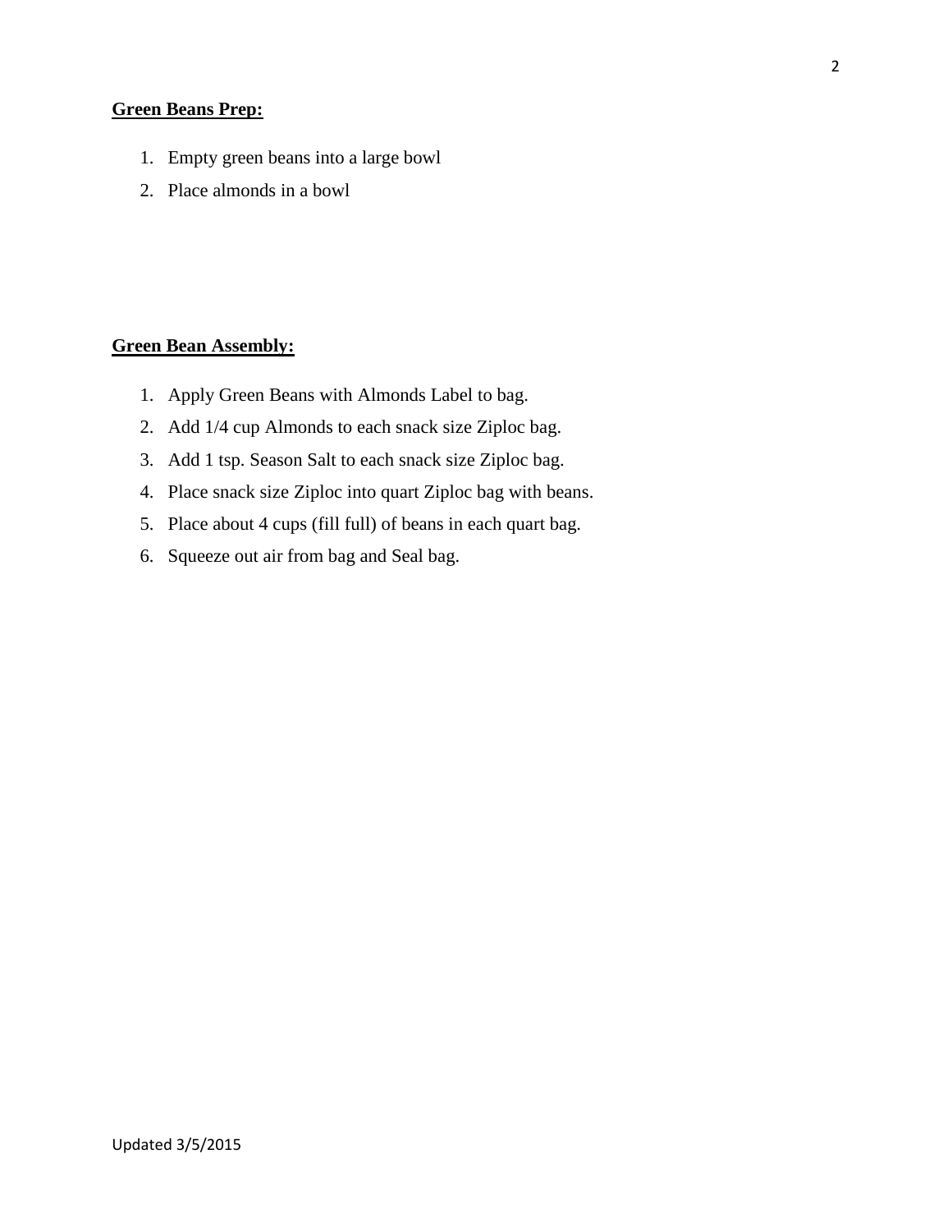**<u>Green Beans Prep:</u>**

1. Empty green beans into a large bowl
2. Place almonds in a bowl

**<u>Green Bean Assembly:</u>**

1. Apply Green Beans with Almonds Label to bag.
2. Add 1/4 cup Almonds to each snack size Ziploc bag.
3. Add 1 tsp. Season Salt to each snack size Ziploc bag.
4. Place snack size Ziploc into quart Ziploc bag with beans.
5. Place about 4 cups (fill full) of beans in each quart bag.
6. Squeeze out air from bag and Seal bag.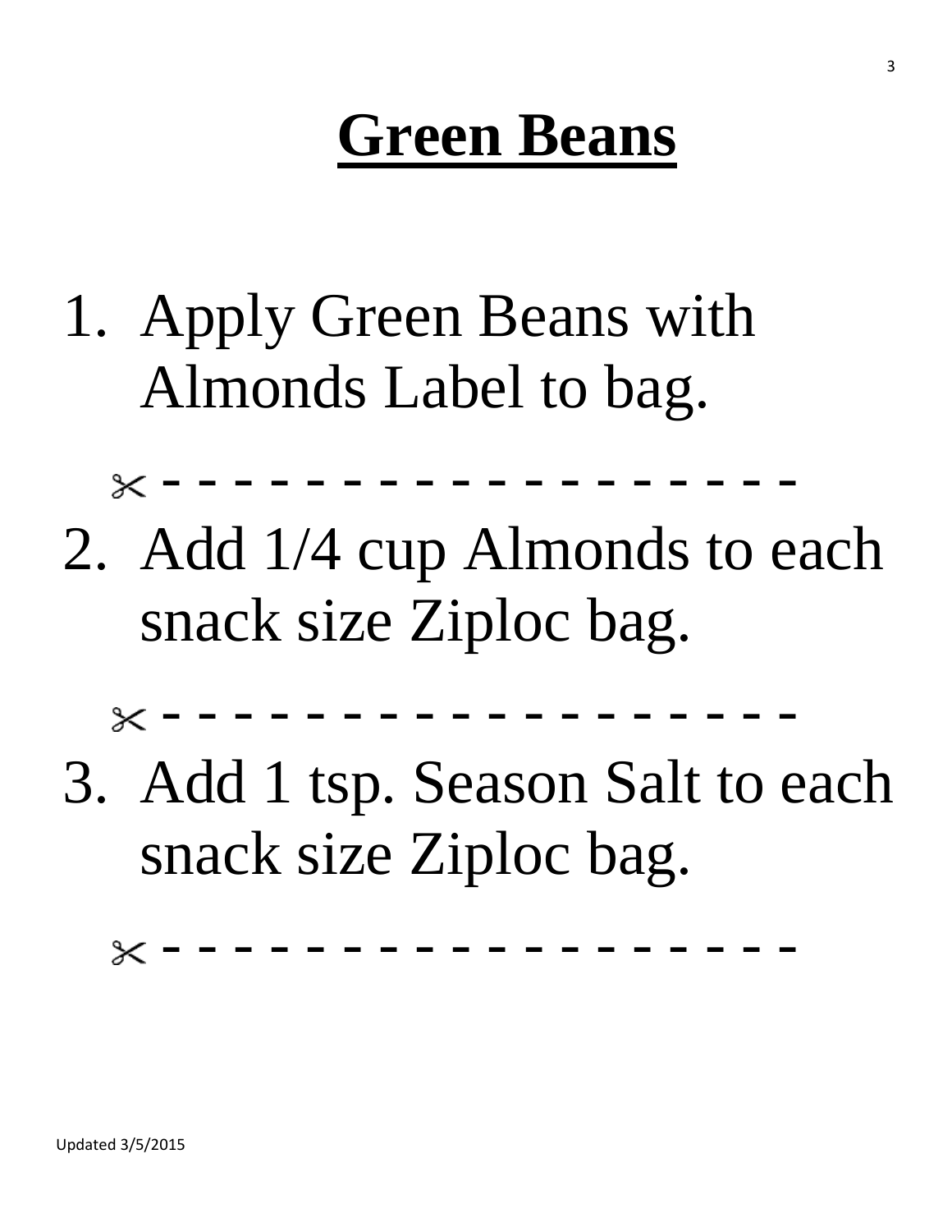# Green Beans

1. Apply Green Beans with Almonds Label to bag.

✂ - - - - - - - - - - - - - - - - - - -

2. Add 1/4 cup Almonds to each snack size Ziploc bag.

✂ - - - - - - - - - - - - - - - - - - -

3. Add 1 tsp. Season Salt to each snack size Ziploc bag.

✂ - - - - - - - - - - - - - - - - - - -

Updated 3/5/2015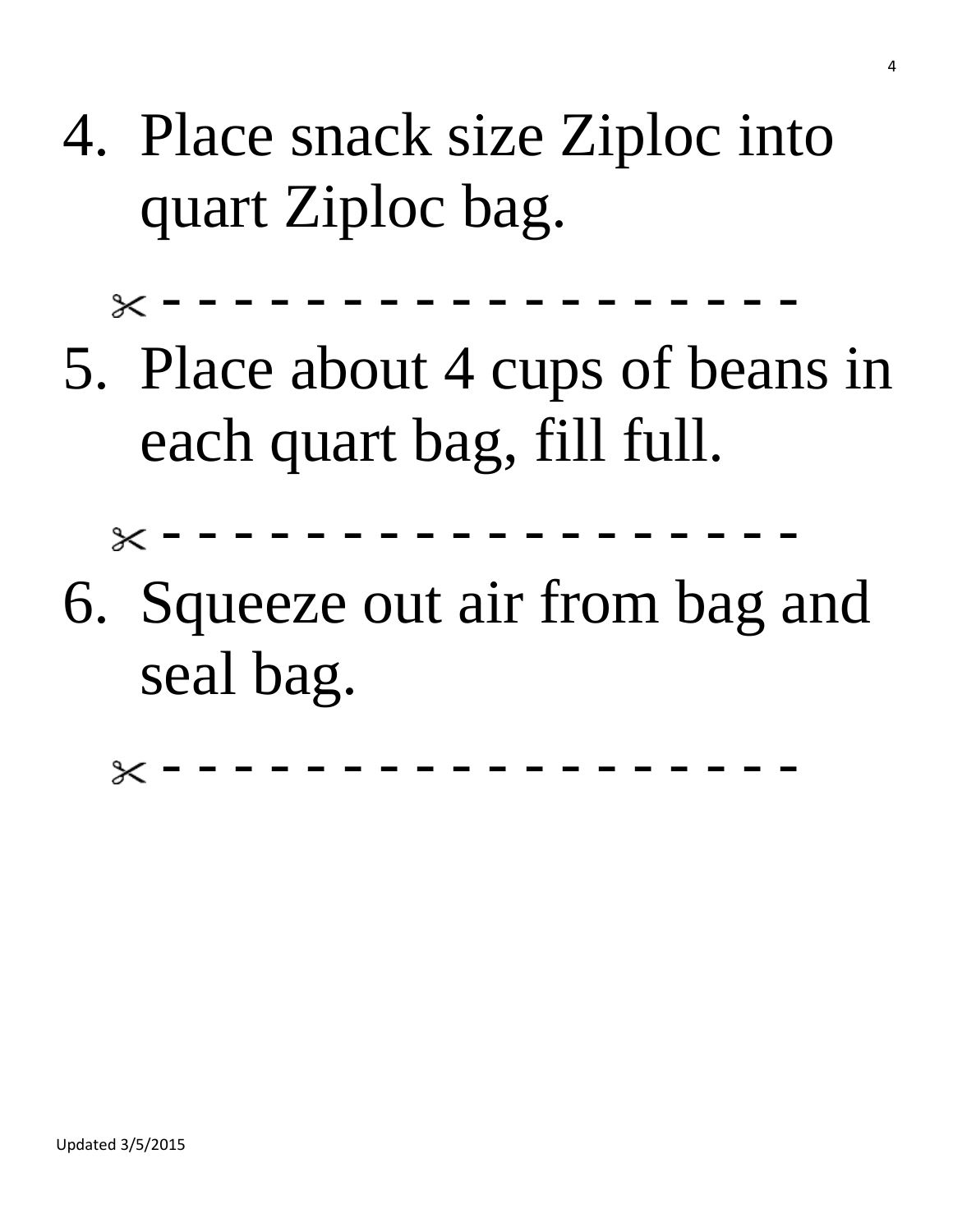4. Place snack size Ziploc into quart Ziploc bag.

✂ - - - - - - - - - - - - - - - - - - - -

5. Place about 4 cups of beans in each quart bag, fill full.

✂ - - - - - - - - - - - - - - - - - - - -

6. Squeeze out air from bag and seal bag.

✂ - - - - - - - - - - - - - - - - - - - -

Updated 3/5/2015